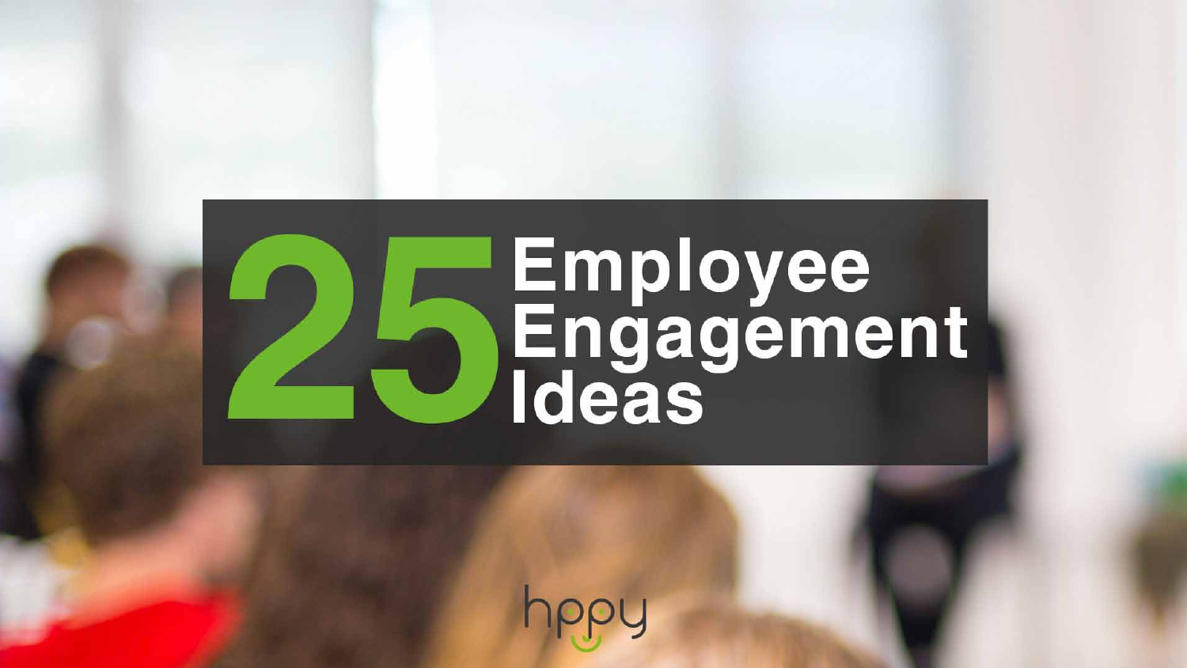# 25 Employee Engagement Ideas

hppy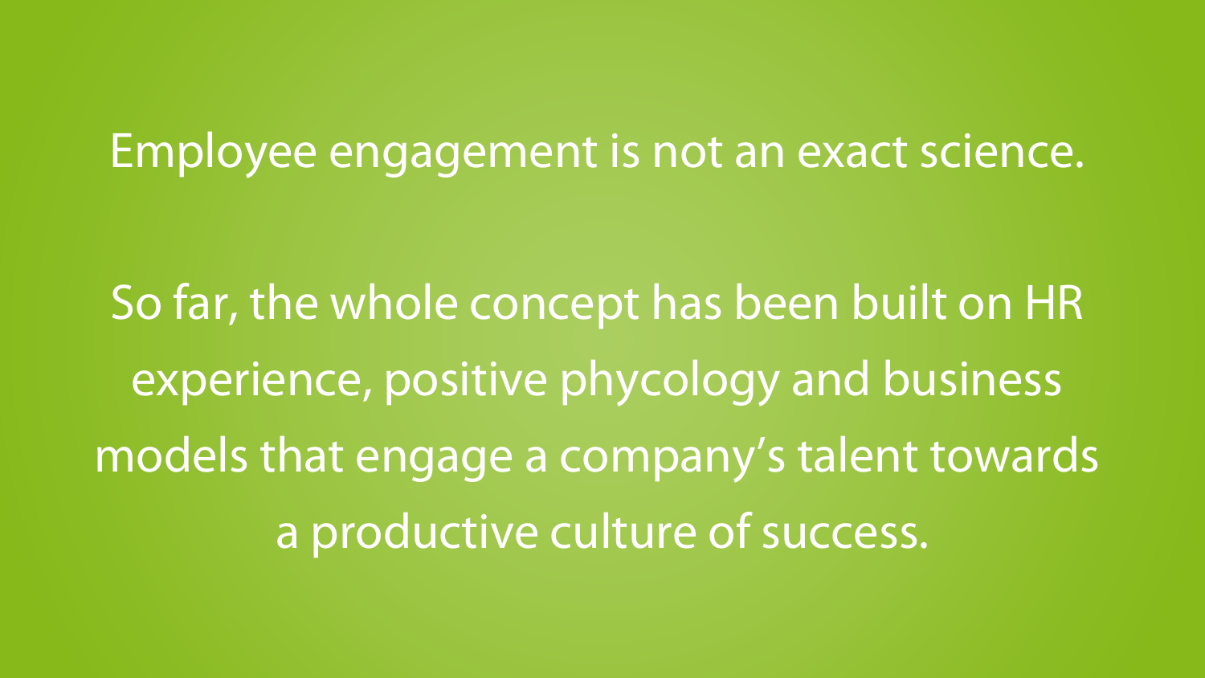Employee engagement is not an exact science.

So far, the whole concept has been built on HR experience, positive phycology and business models that engage a company's talent towards a productive culture of success.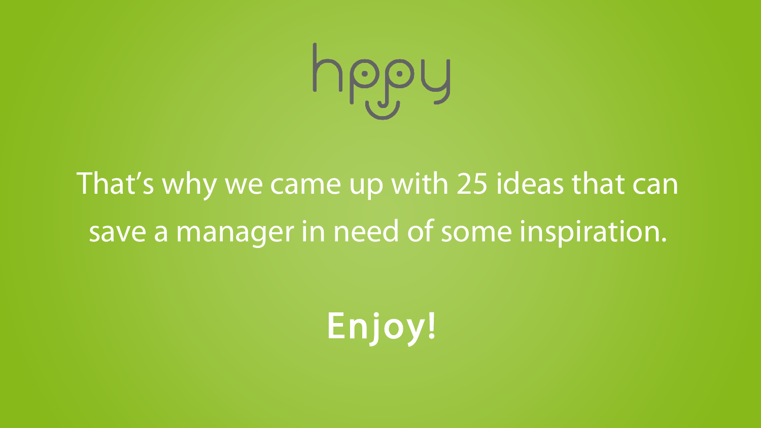hppy

That's why we came up with 25 ideas that can save a manager in need of some inspiration.

**Enjoy!**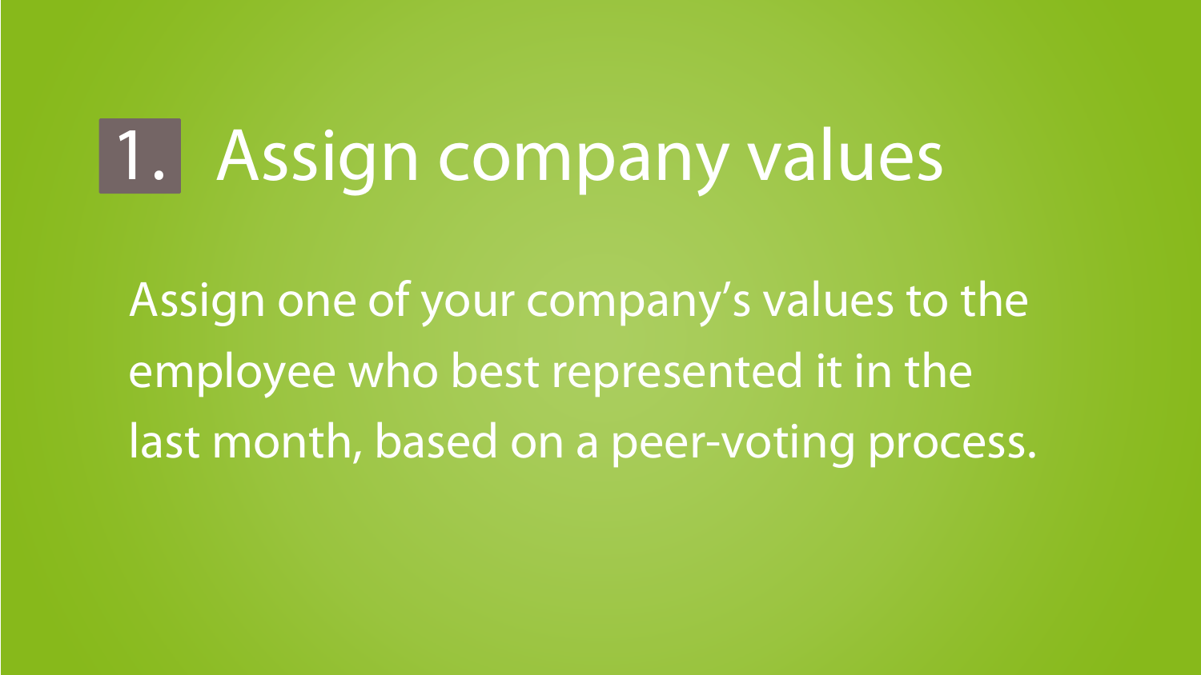# 1. Assign company values

Assign one of your company's values to the employee who best represented it in the last month, based on a peer-voting process.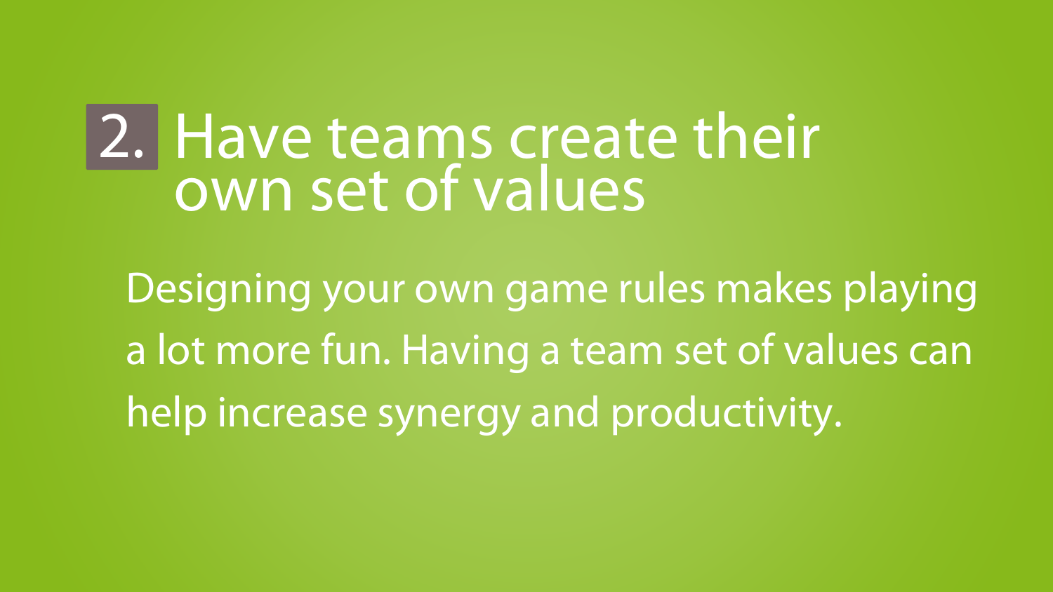## 2. Have teams create their own set of values

Designing your own game rules makes playing a lot more fun. Having a team set of values can help increase synergy and productivity.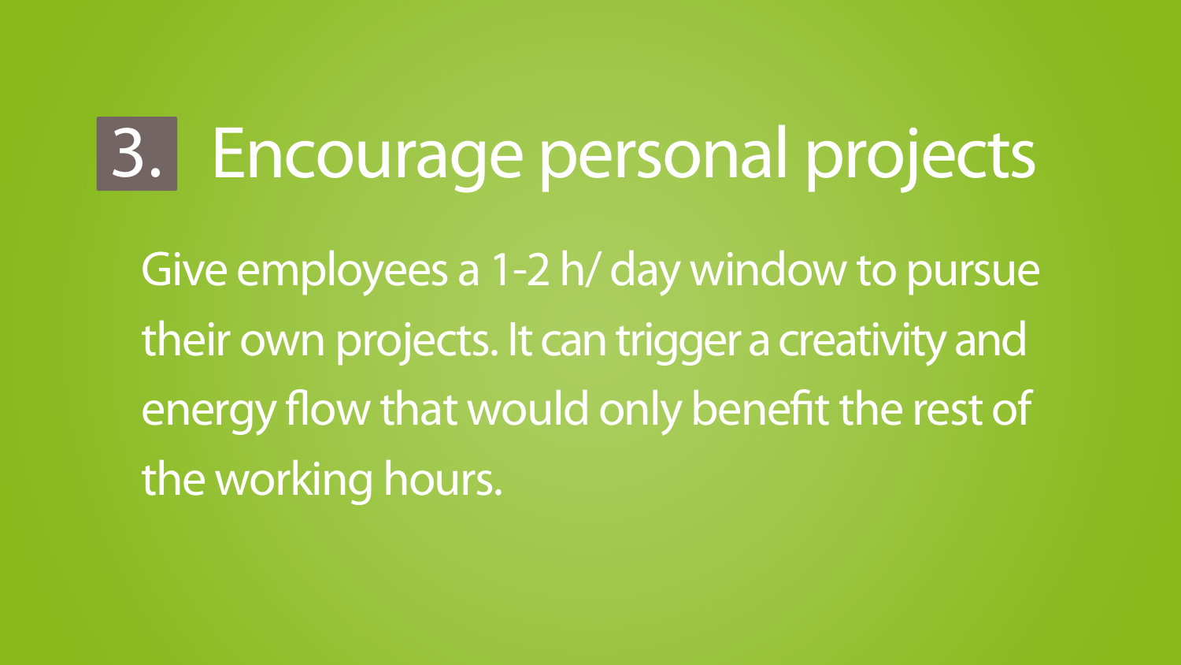# 3. Encourage personal projects

Give employees a 1-2 h/ day window to pursue their own projects. It can trigger a creativity and energy flow that would only benefit the rest of the working hours.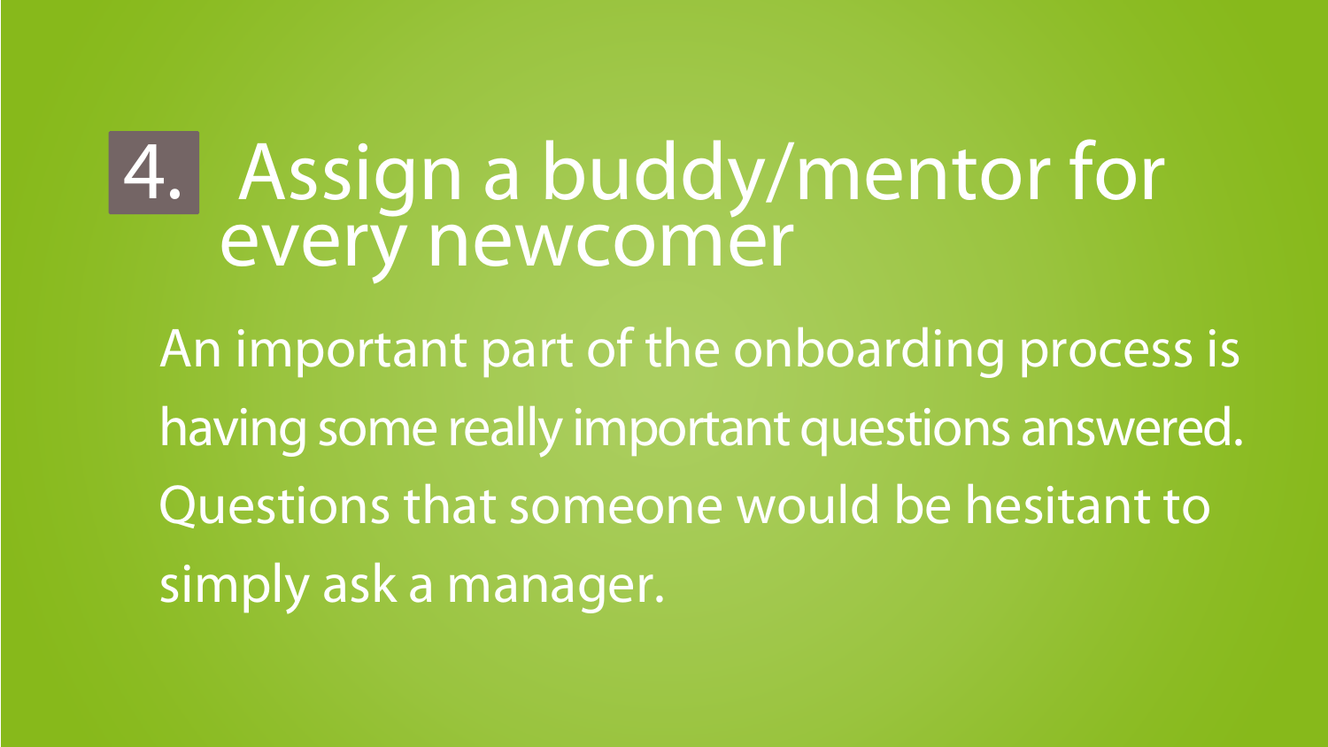# 4. Assign a buddy/mentor for every newcomer

An important part of the onboarding process is having some really important questions answered. Questions that someone would be hesitant to simply ask a manager.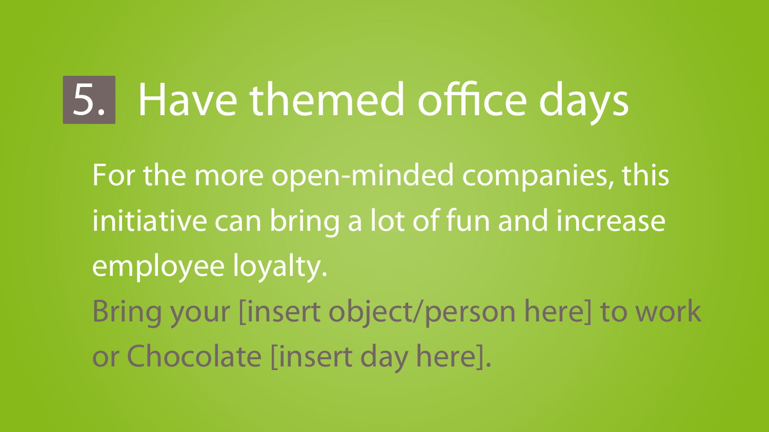# 5. Have themed office days

For the more open-minded companies, this initiative can bring a lot of fun and increase employee loyalty.

Bring your [insert object/person here] to work or Chocolate [insert day here].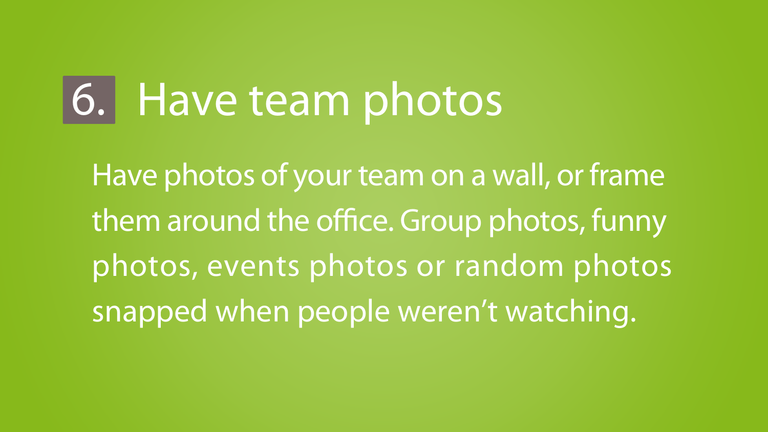# 6. Have team photos

Have photos of your team on a wall, or frame them around the office. Group photos, funny photos, events photos or random photos snapped when people weren't watching.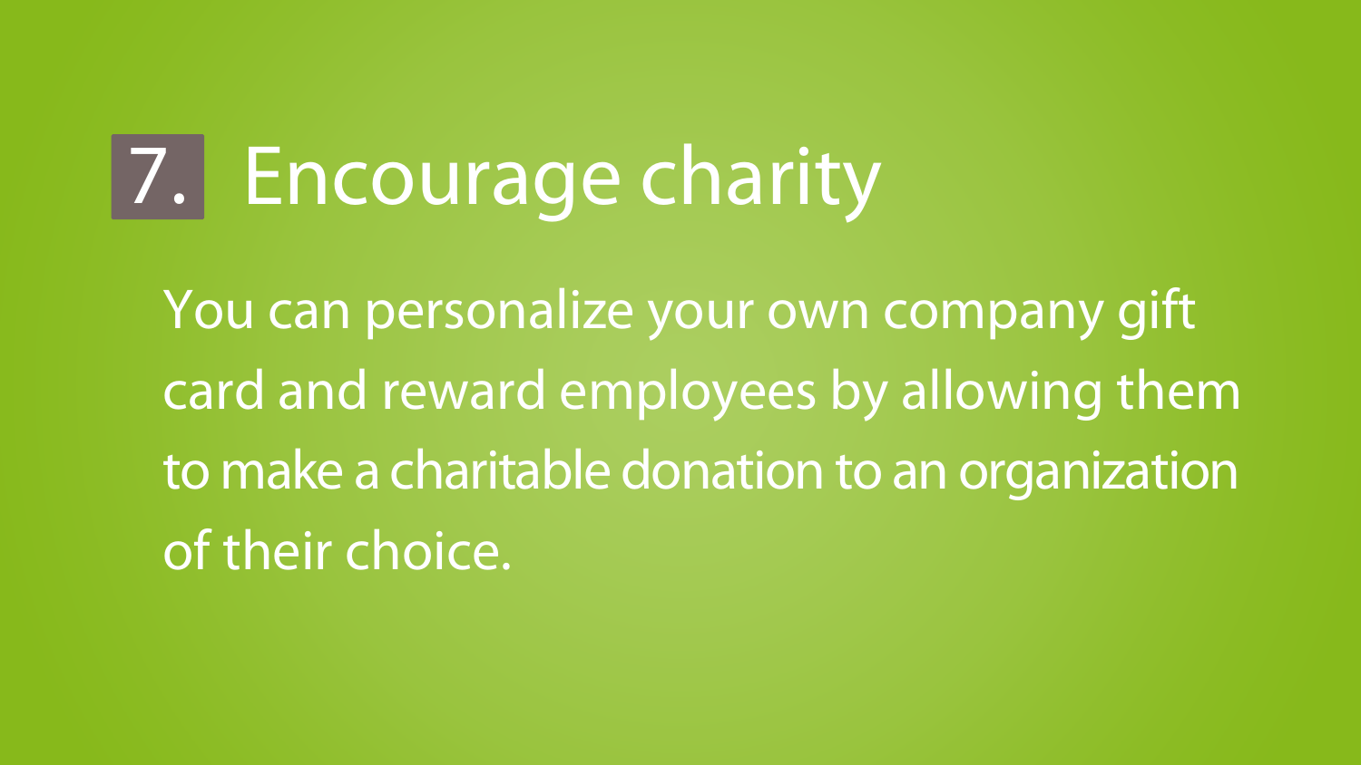# 7. Encourage charity

You can personalize your own company gift card and reward employees by allowing them to make a charitable donation to an organization of their choice.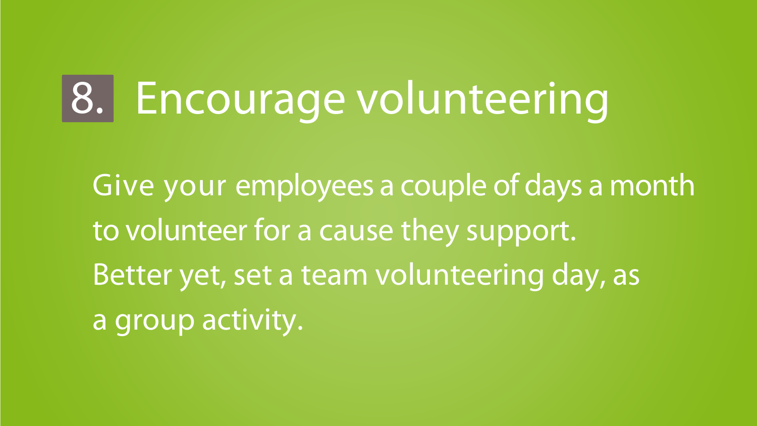# 8. Encourage volunteering

Give your employees a couple of days a month to volunteer for a cause they support. Better yet, set a team volunteering day, as a group activity.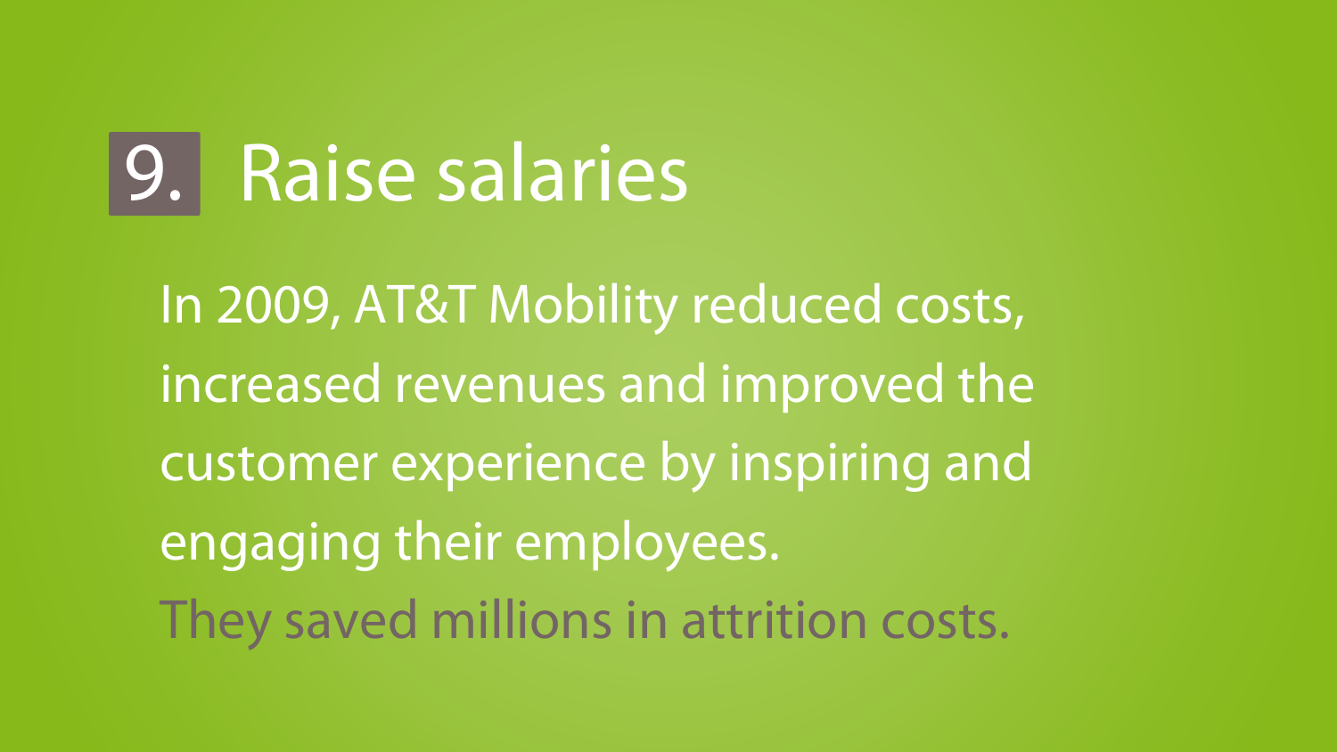# 9. Raise salaries

In 2009, AT&T Mobility reduced costs, increased revenues and improved the customer experience by inspiring and engaging their employees.

They saved millions in attrition costs.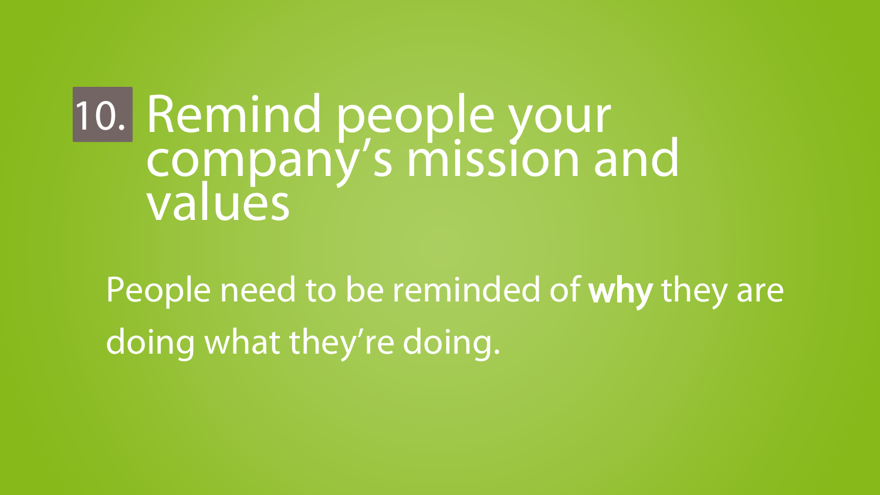# 10. Remind people your company's mission and values

People need to be reminded of **why** they are doing what they're doing.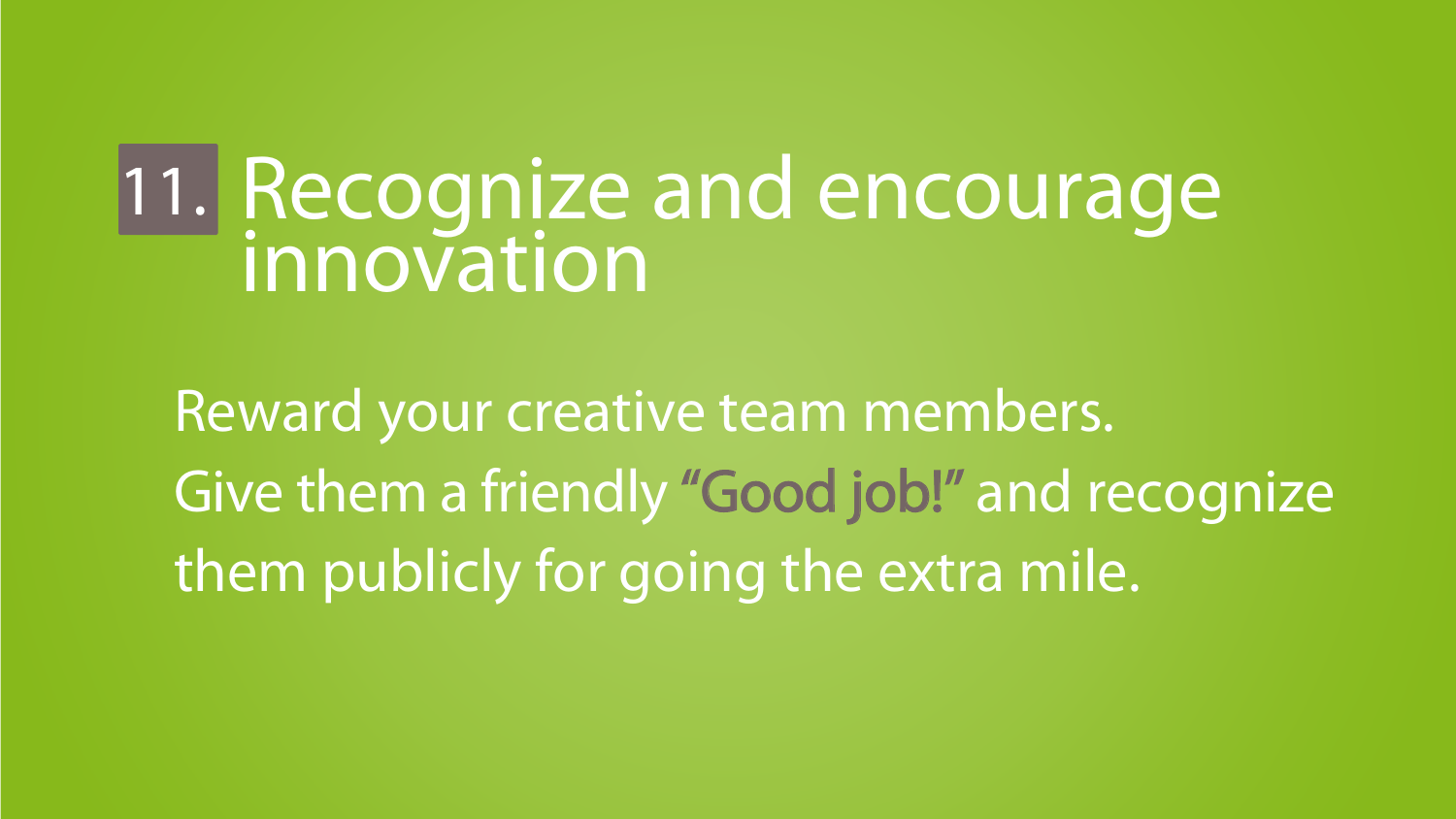# 11. Recognize and encourage innovation

Reward your creative team members.
Give them a friendly **"Good job!"** and recognize them publicly for going the extra mile.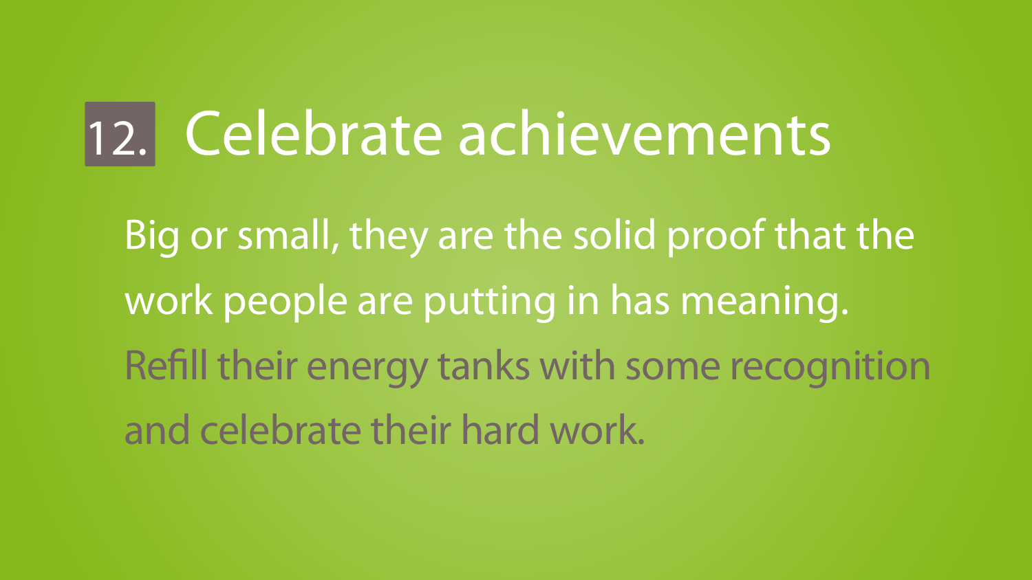## 12. Celebrate achievements

Big or small, they are the solid proof that the work people are putting in has meaning.

Refill their energy tanks with some recognition and celebrate their hard work.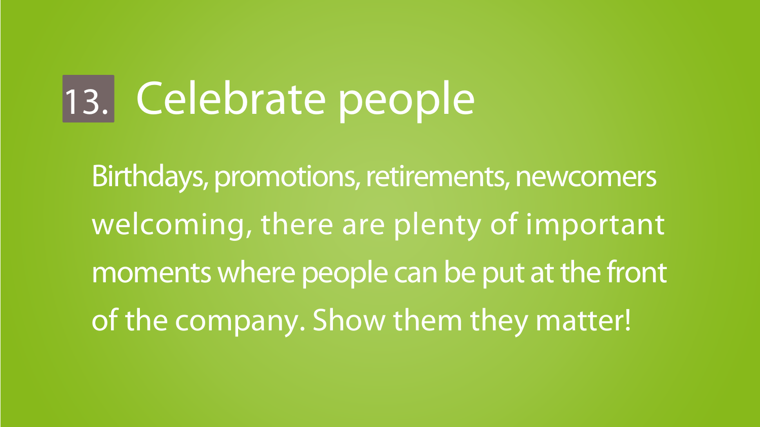## 13. Celebrate people

Birthdays, promotions, retirements, newcomers welcoming, there are plenty of important moments where people can be put at the front of the company. Show them they matter!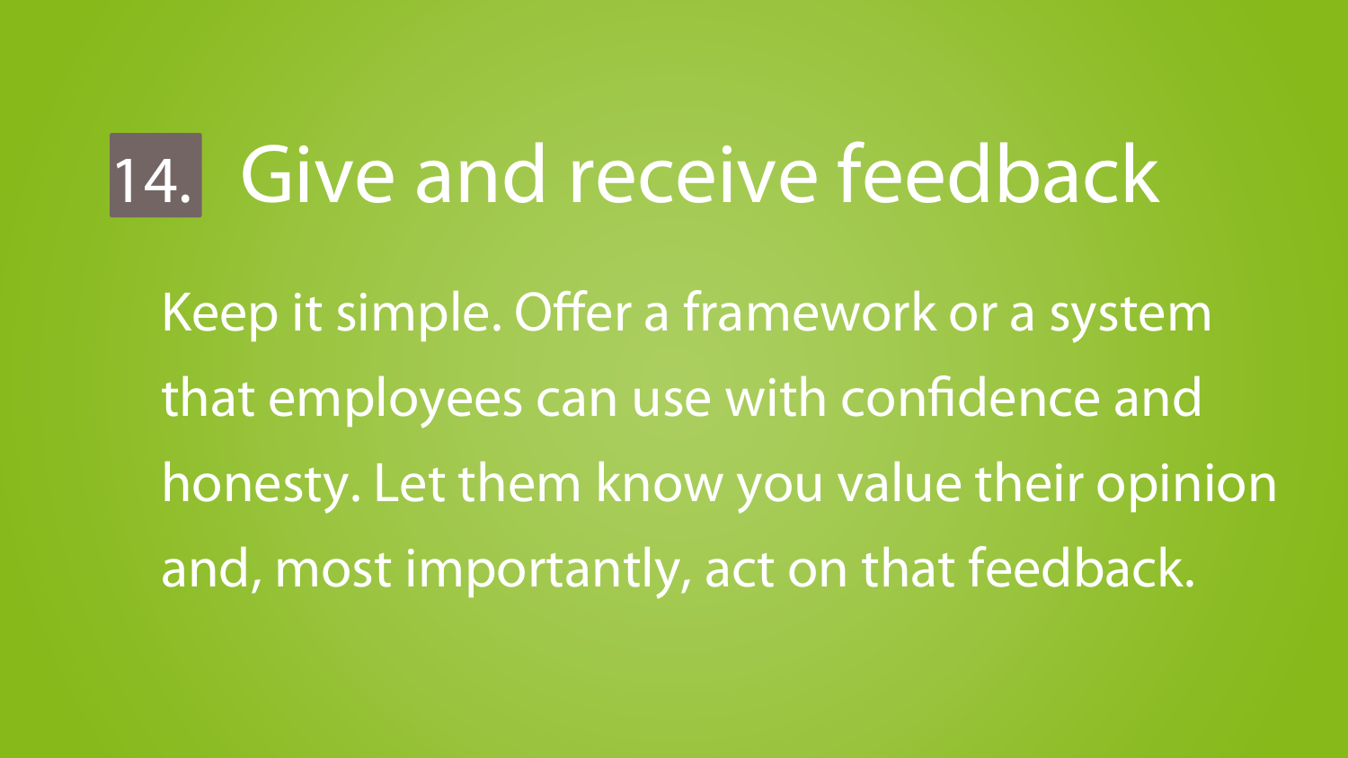## 14. Give and receive feedback

Keep it simple. Offer a framework or a system that employees can use with confidence and honesty. Let them know you value their opinion and, most importantly, act on that feedback.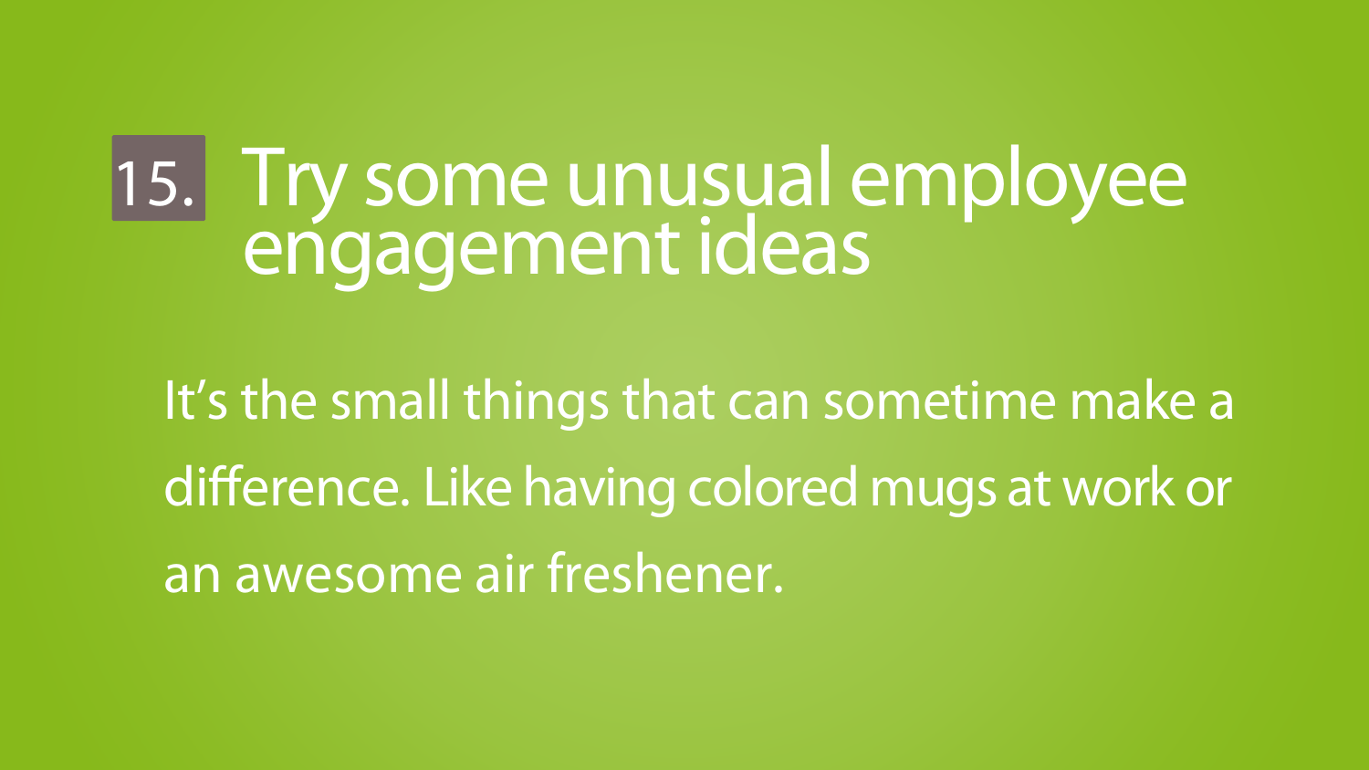## 15. Try some unusual employee engagement ideas

It's the small things that can sometime make a difference. Like having colored mugs at work or an awesome air freshener.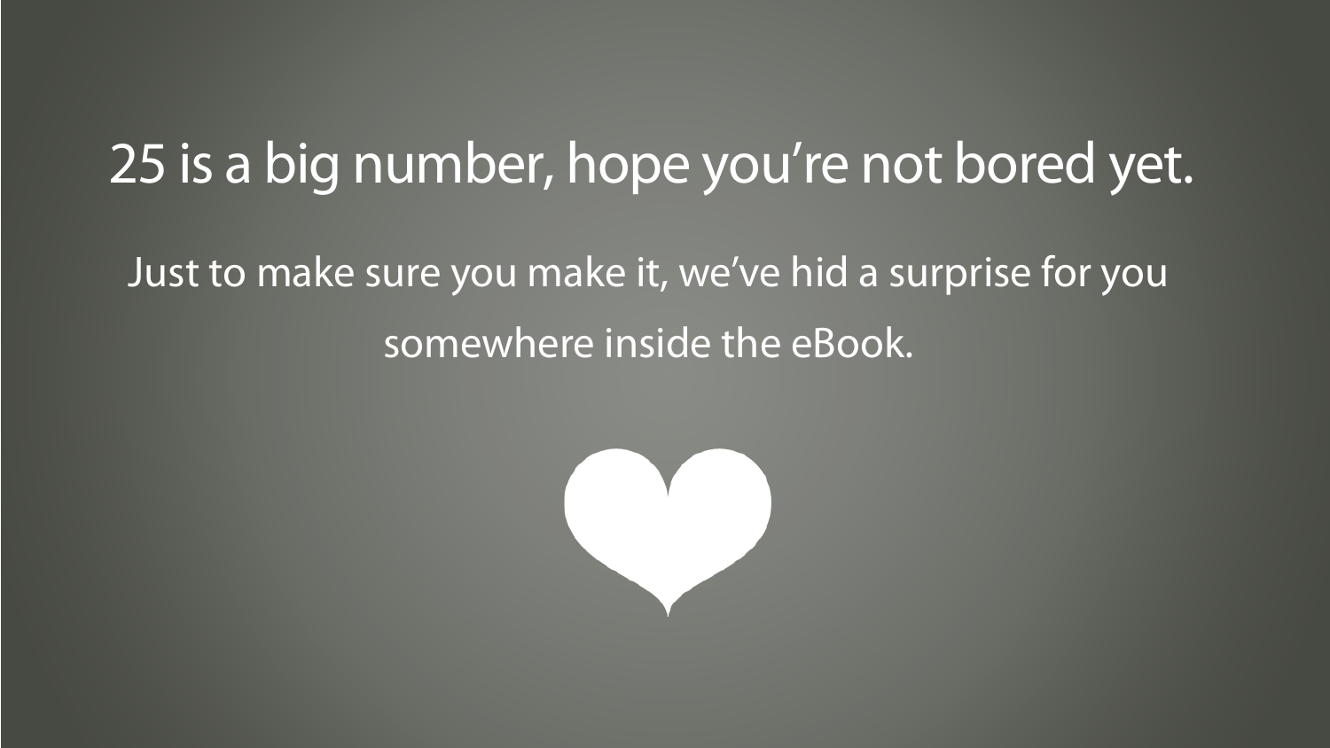# 25 is a big number, hope you're not bored yet.

Just to make sure you make it, we've hid a surprise for you somewhere inside the eBook.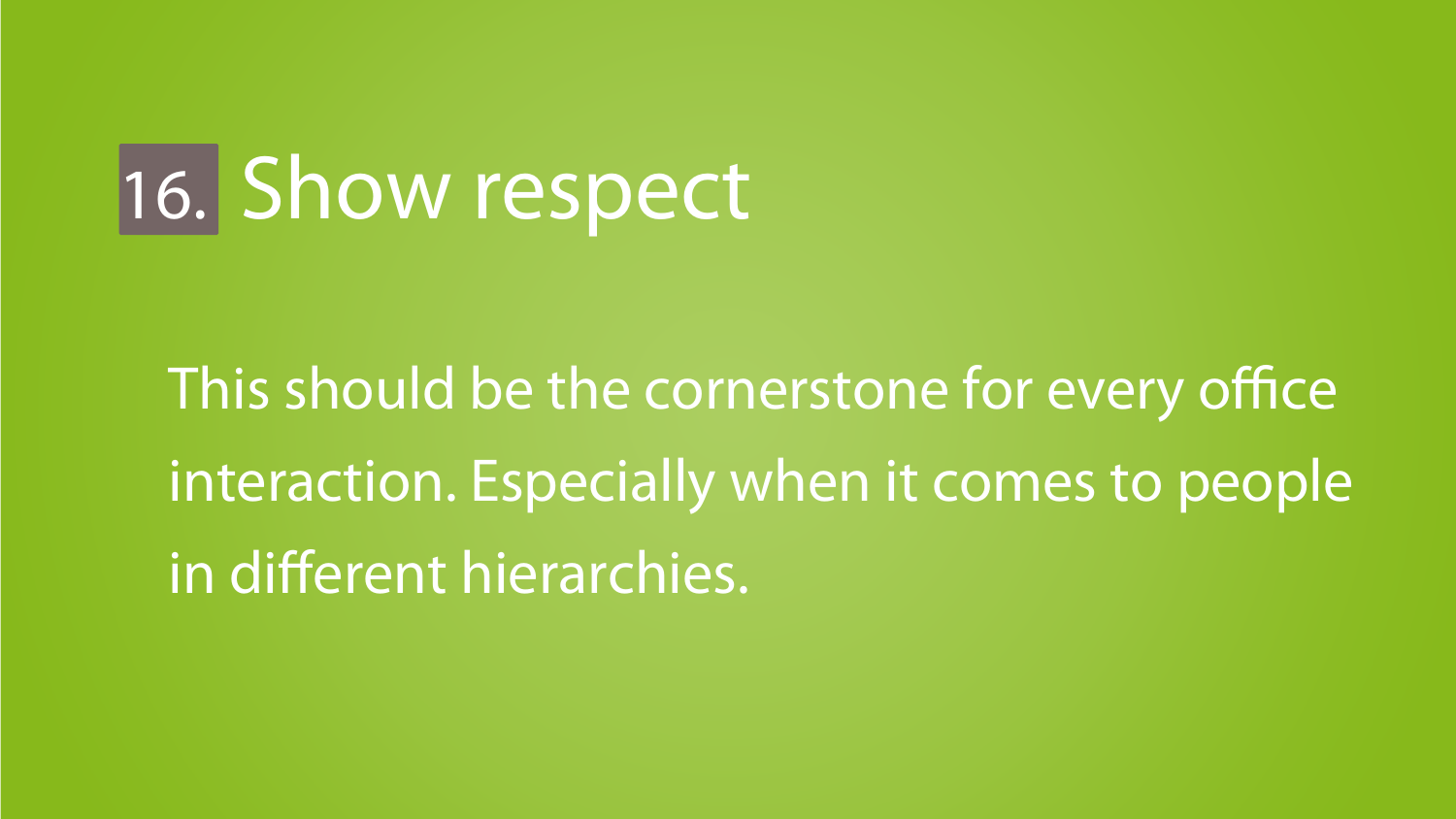# 16. Show respect

This should be the cornerstone for every office interaction. Especially when it comes to people in different hierarchies.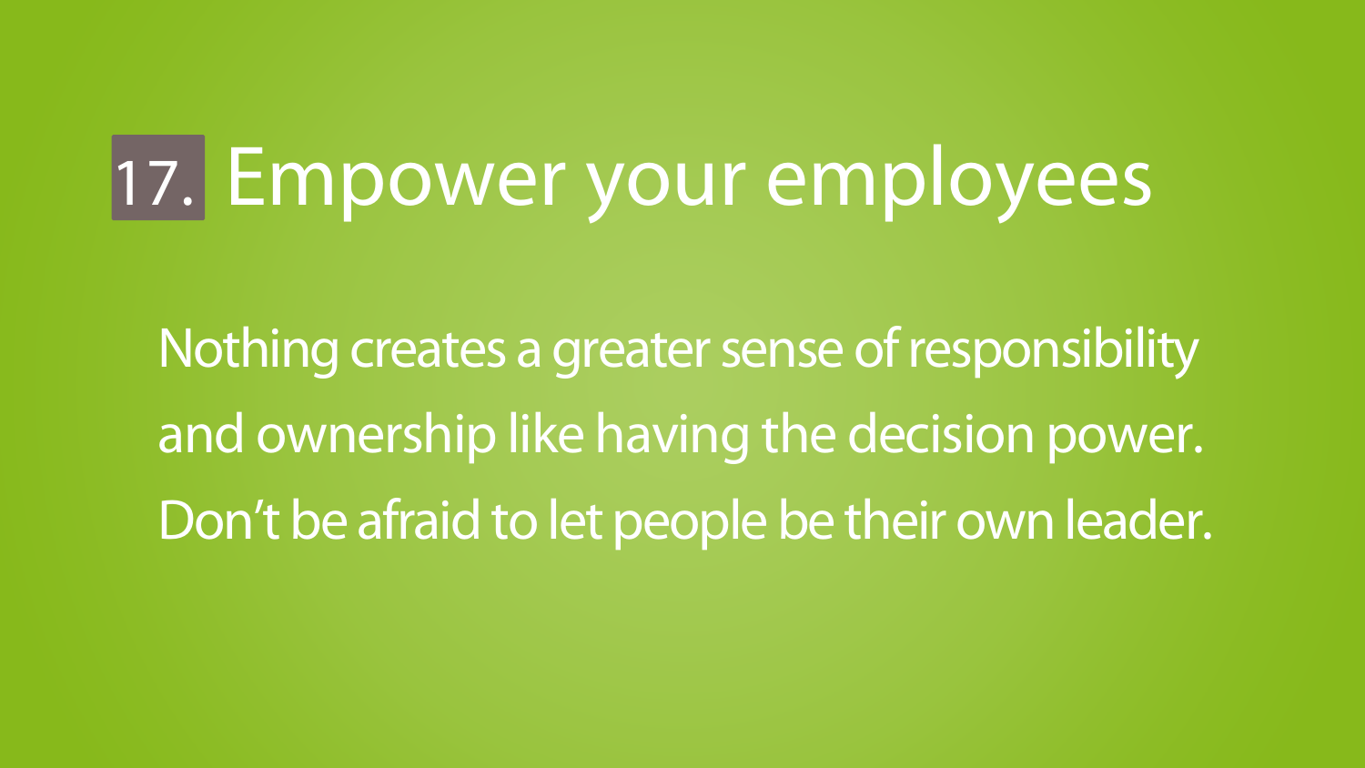# 17. Empower your employees

Nothing creates a greater sense of responsibility and ownership like having the decision power. Don't be afraid to let people be their own leader.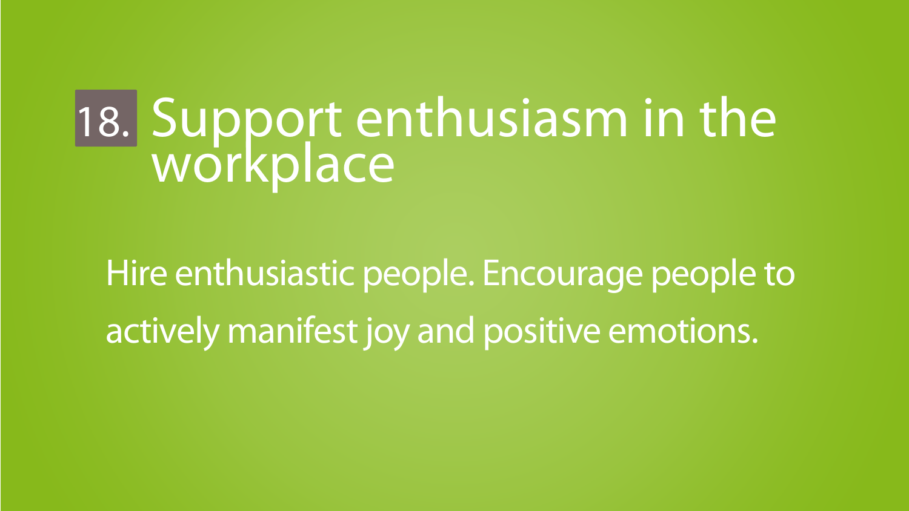# 18. Support enthusiasm in the workplace

Hire enthusiastic people. Encourage people to actively manifest joy and positive emotions.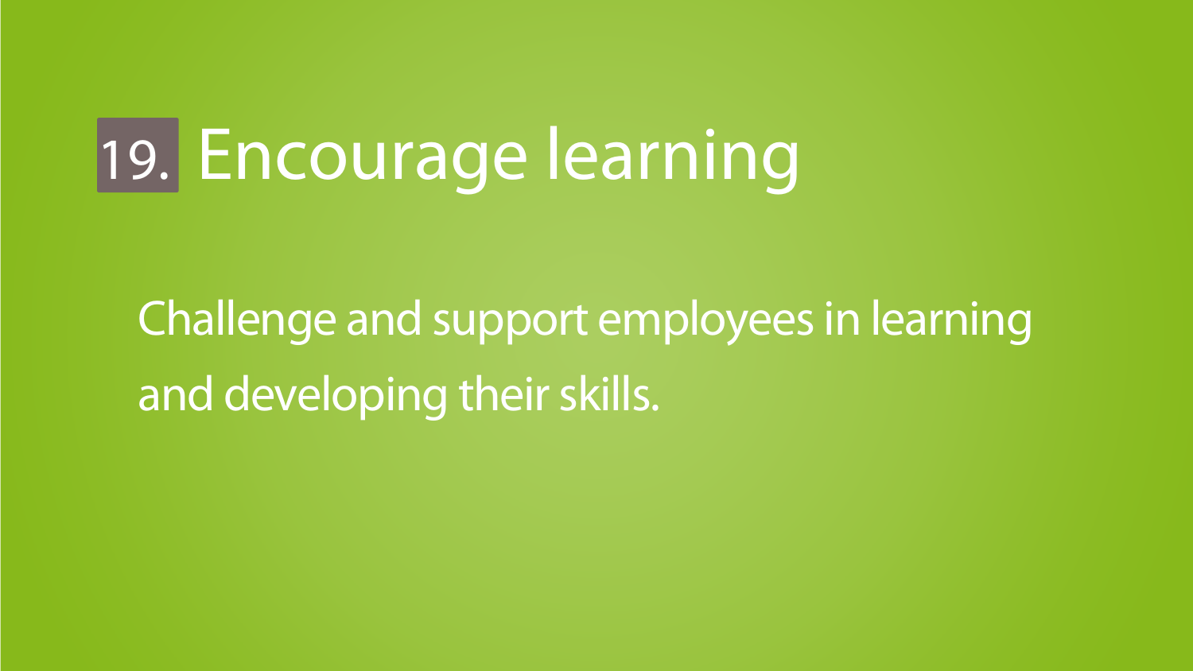# 19. Encourage learning

Challenge and support employees in learning and developing their skills.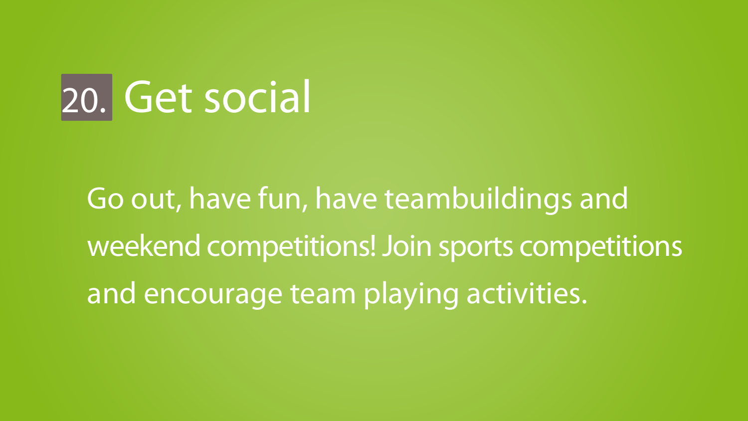# 20. Get social

Go out, have fun, have teambuildings and weekend competitions! Join sports competitions and encourage team playing activities.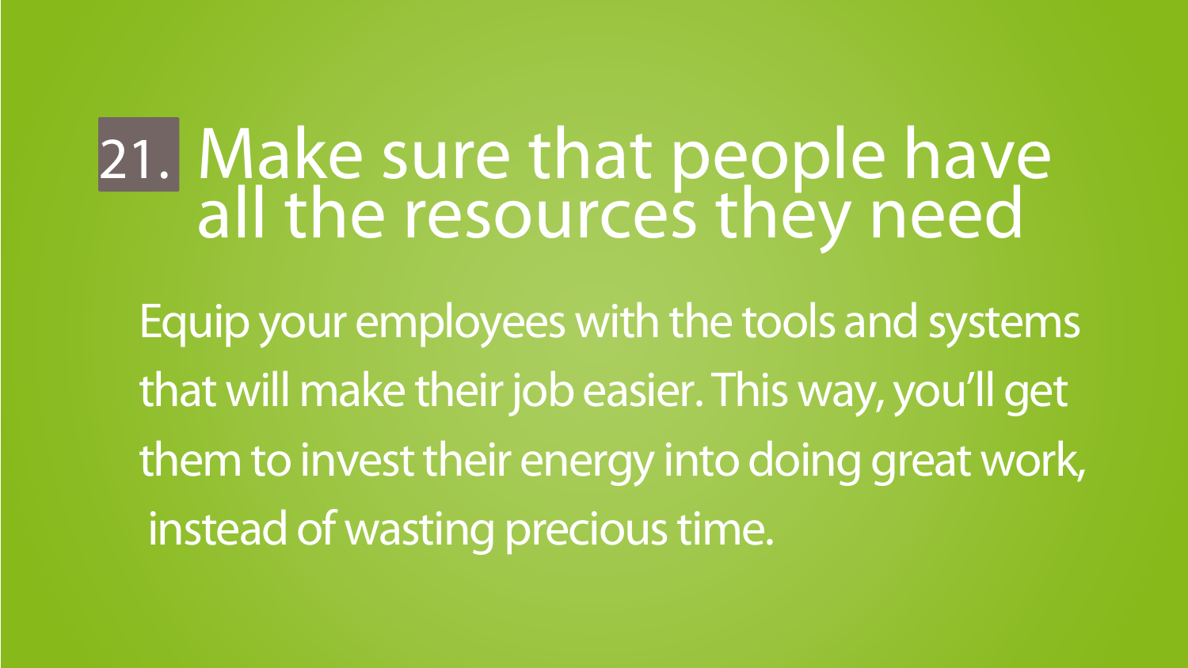## 21. Make sure that people have all the resources they need

Equip your employees with the tools and systems that will make their job easier. This way, you'll get them to invest their energy into doing great work, instead of wasting precious time.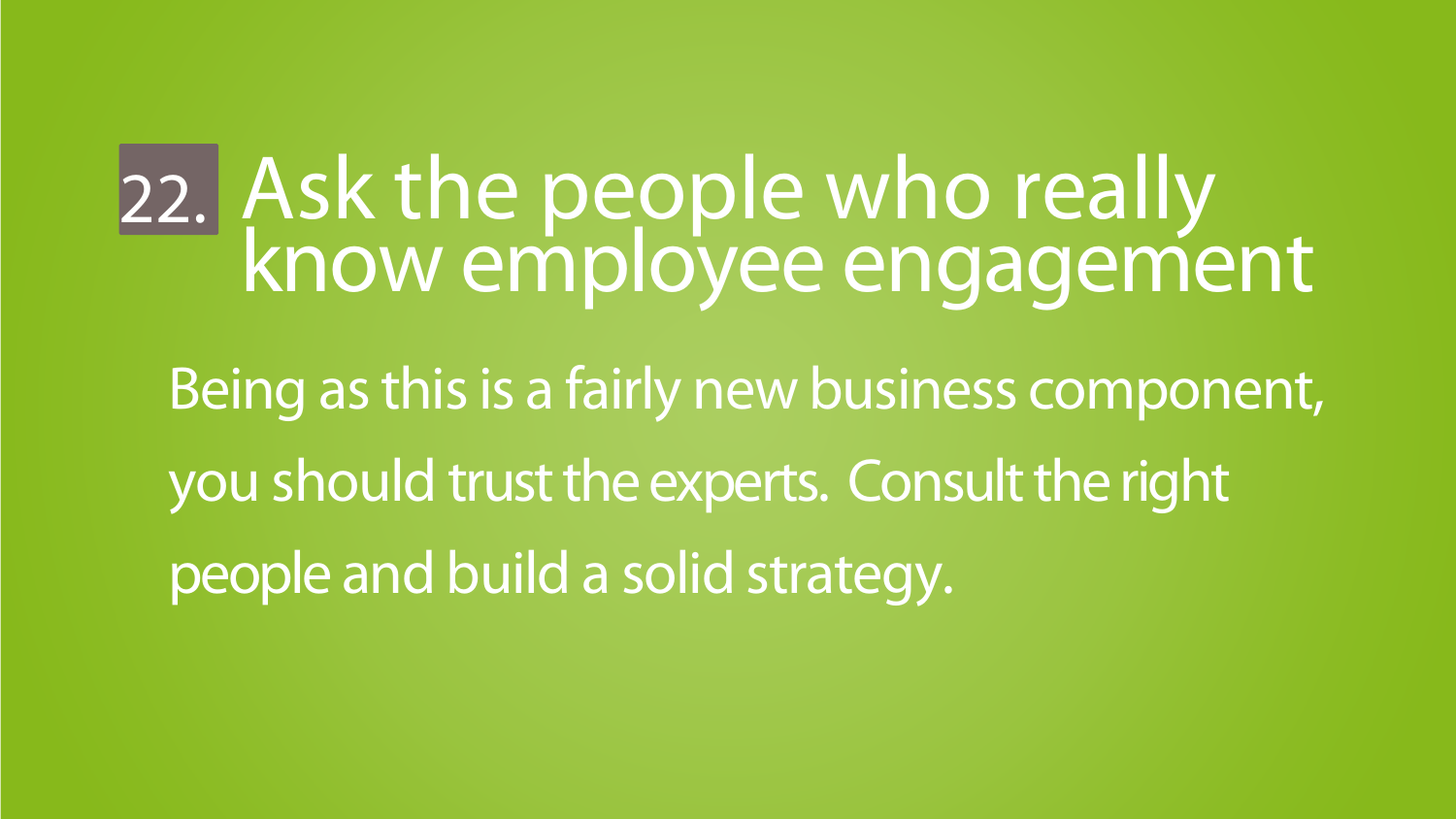## 22. Ask the people who really know employee engagement

Being as this is a fairly new business component, you should trust the experts. Consult the right people and build a solid strategy.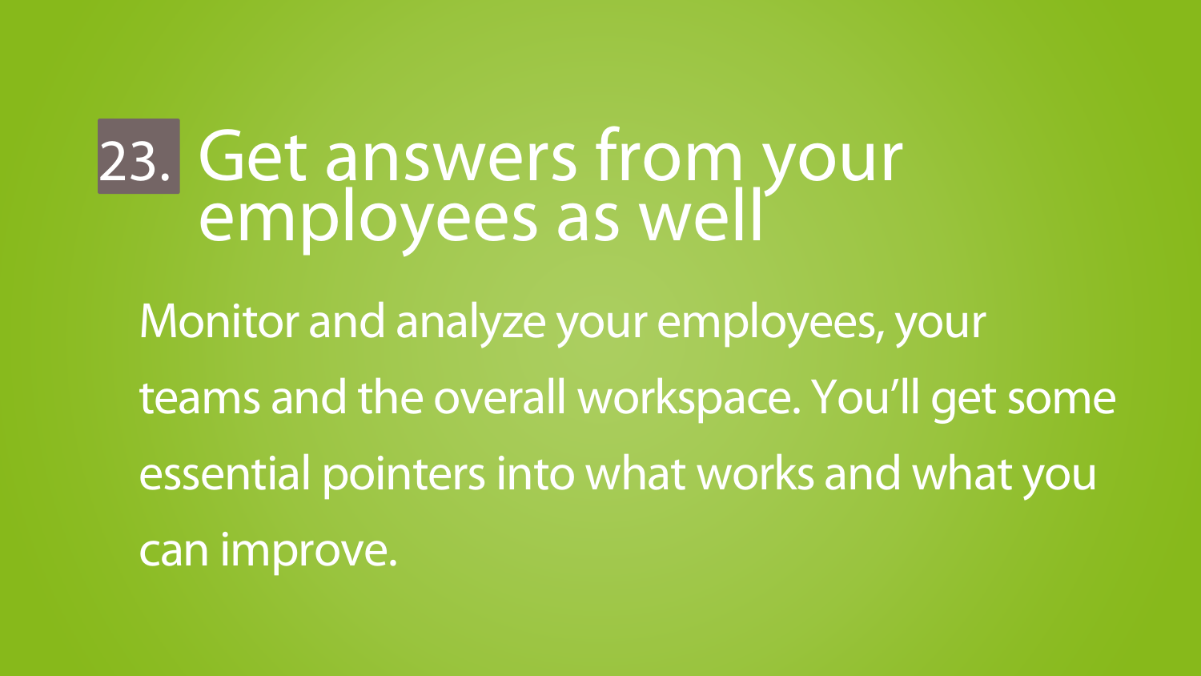## 23. Get answers from your employees as well

Monitor and analyze your employees, your teams and the overall workspace. You'll get some essential pointers into what works and what you can improve.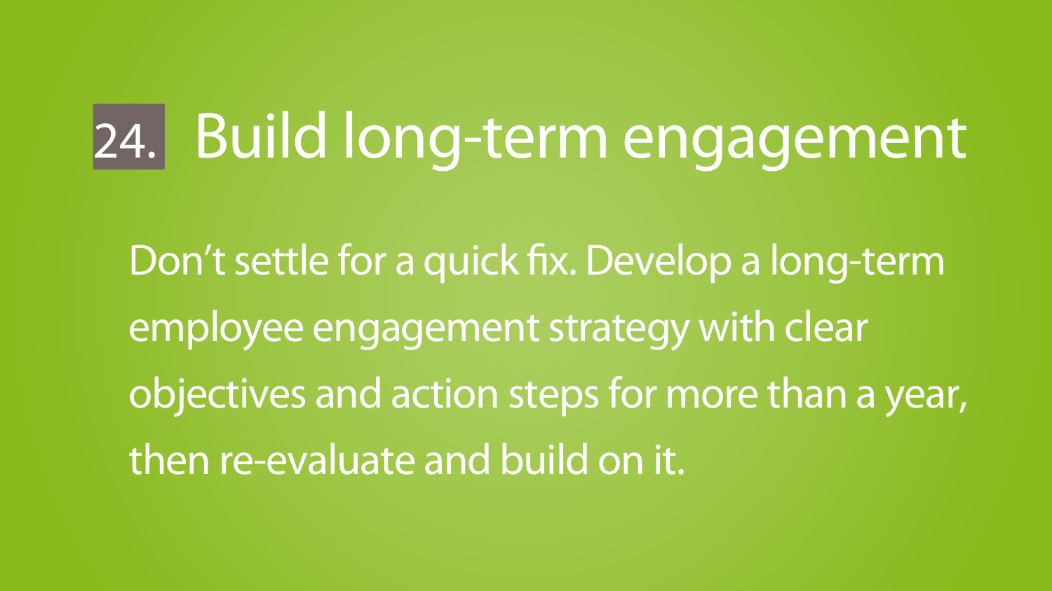# 24. Build long-term engagement

Don't settle for a quick fix. Develop a long-term employee engagement strategy with clear objectives and action steps for more than a year, then re-evaluate and build on it.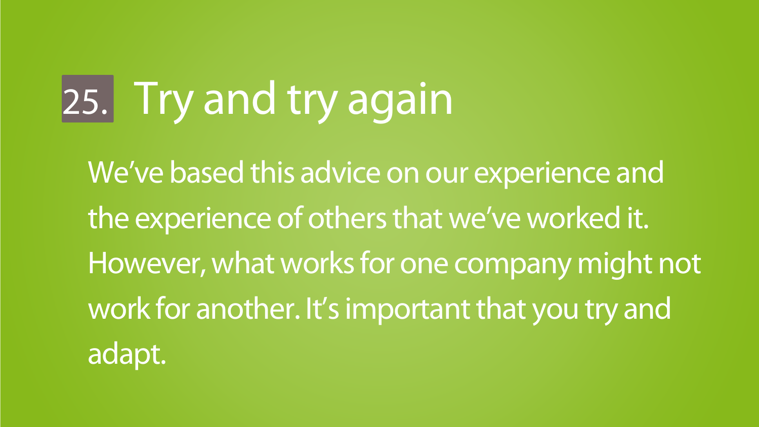## 25. Try and try again

We’ve based this advice on our experience and the experience of others that we’ve worked it. However, what works for one company might not work for another. It’s important that you try and adapt.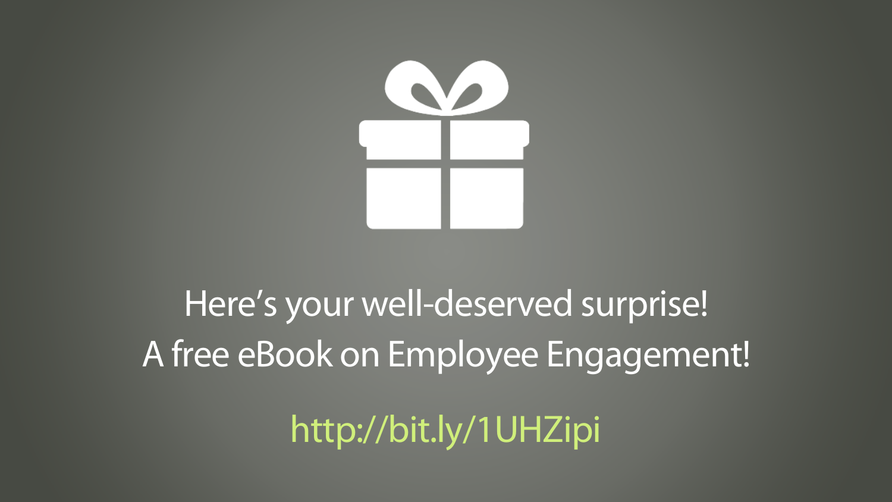Here's your well-deserved surprise!
A free eBook on Employee Engagement!

http://bit.ly/1UHZipi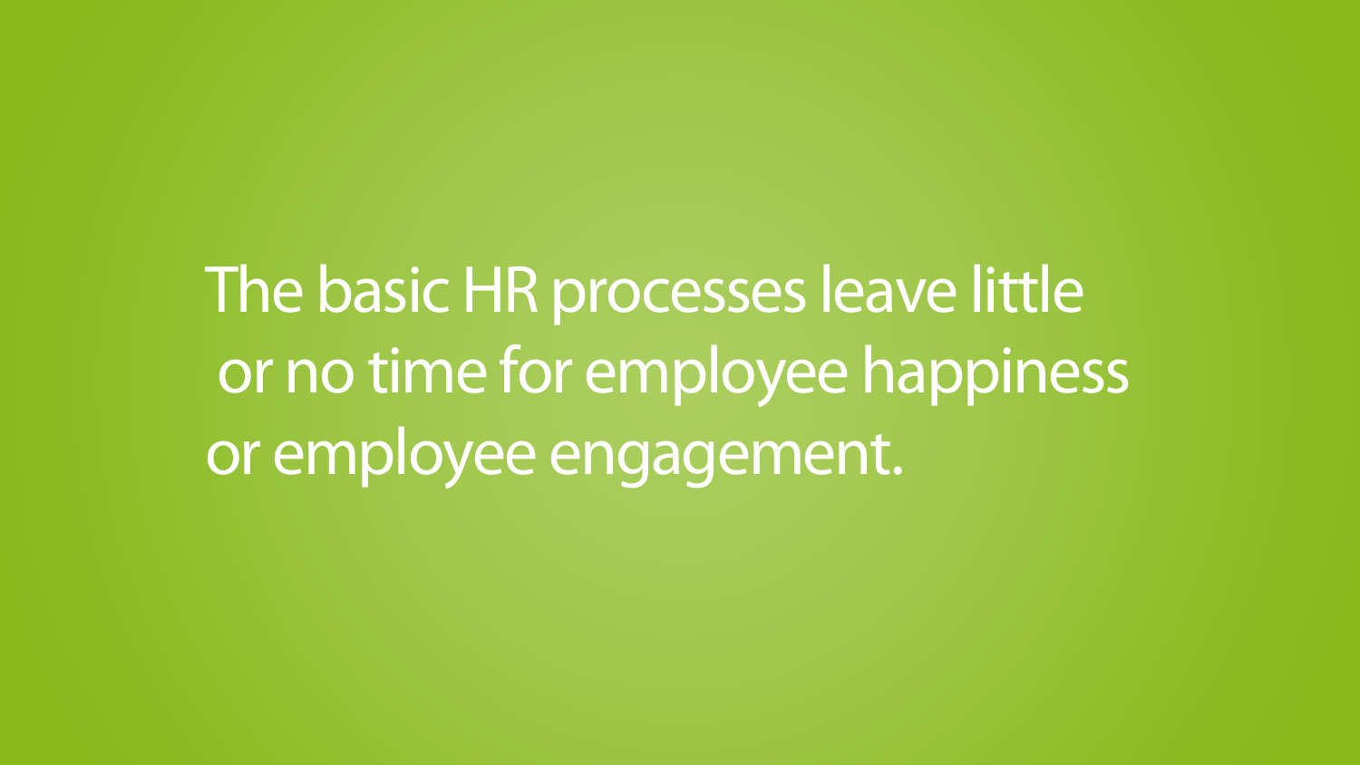The basic HR processes leave little or no time for employee happiness or employee engagement.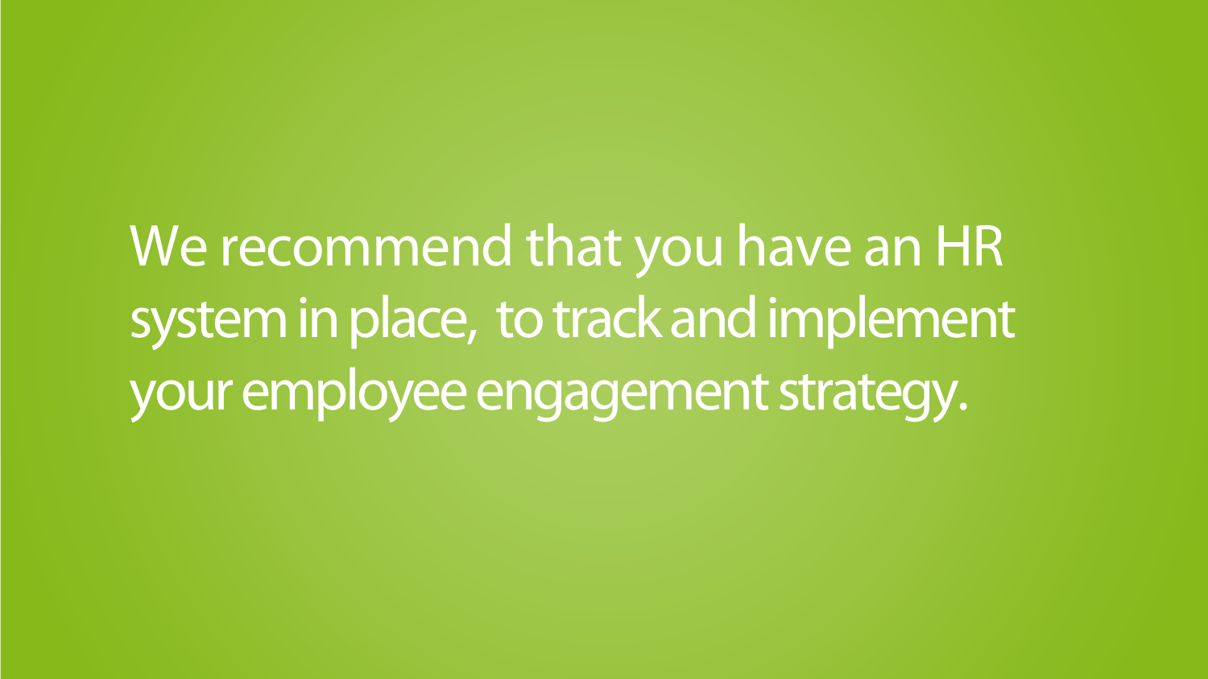We recommend that you have an HR system in place, to track and implement your employee engagement strategy.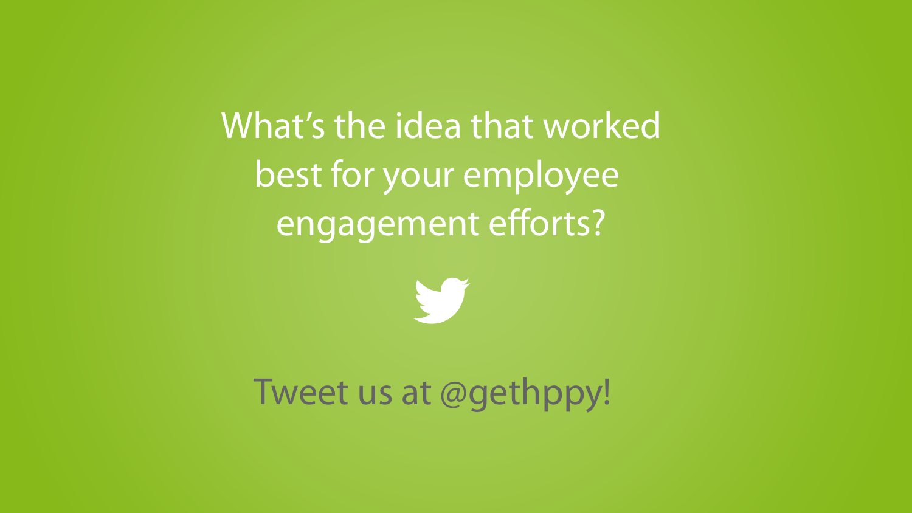What's the idea that worked best for your employee engagement efforts?

Tweet us at @gethppy!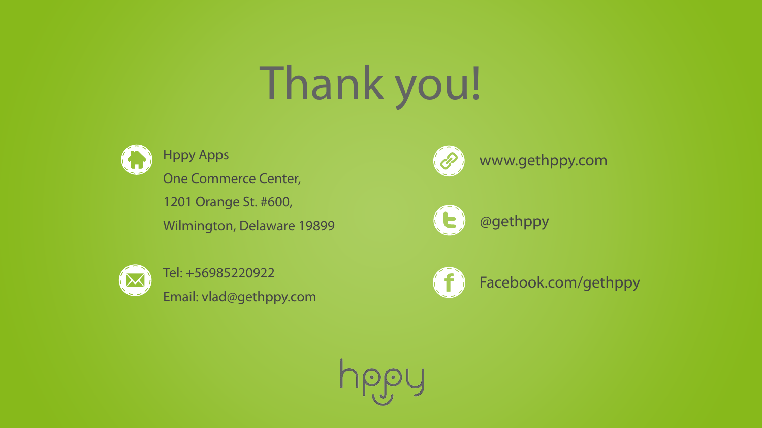# Thank you!

Hppy Apps
One Commerce Center,
1201 Orange St. #600,
Wilmington, Delaware 19899

Tel: +56985220922
Email: vlad@gethppy.com

www.gethppy.com

@gethppy

Facebook.com/gethppy

hppy